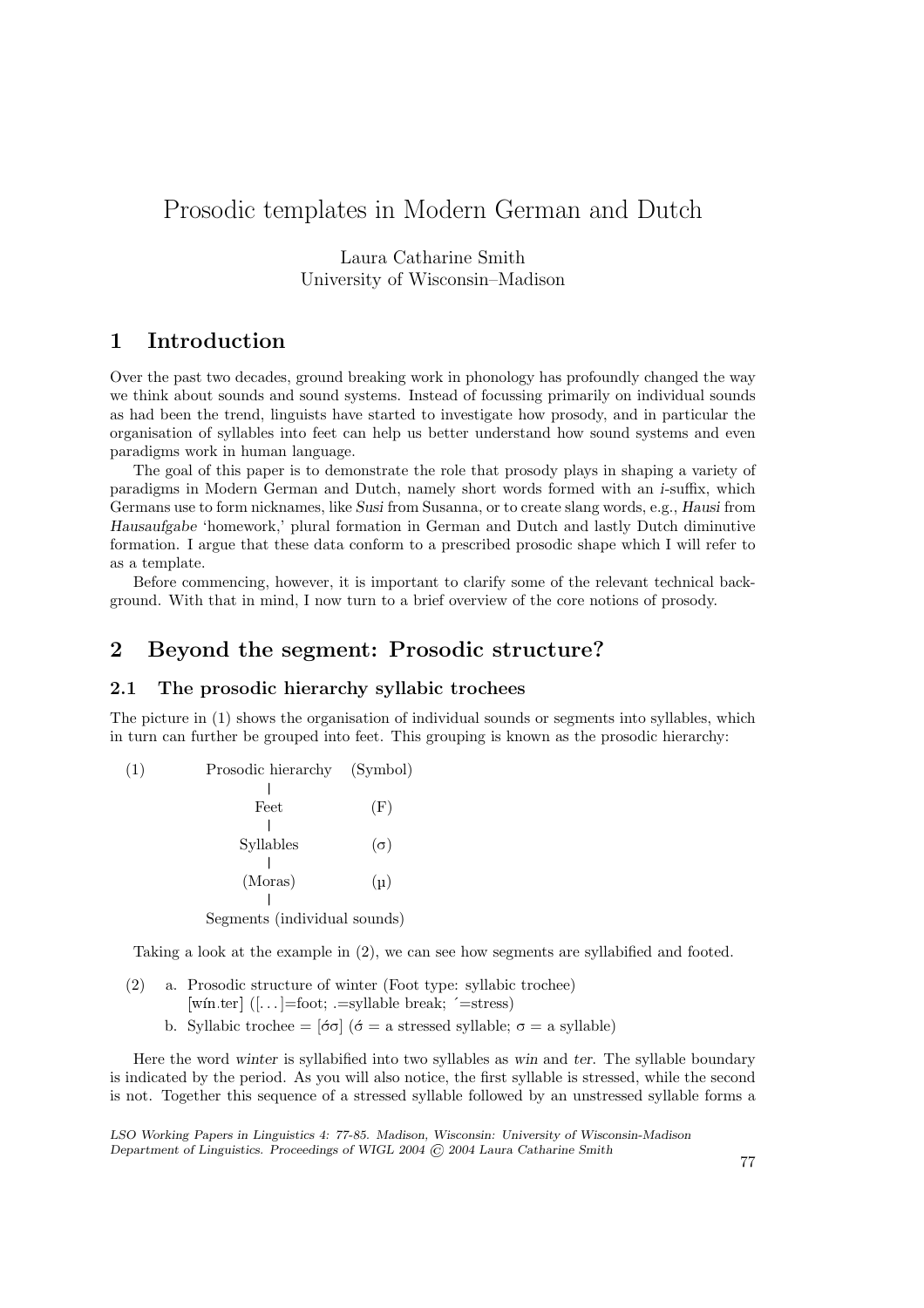# Prosodic templates in Modern German and Dutch

Laura Catharine Smith
University of Wisconsin–Madison

## 1 Introduction

Over the past two decades, ground breaking work in phonology has profoundly changed the way we think about sounds and sound systems. Instead of focussing primarily on individual sounds as had been the trend, linguists have started to investigate how prosody, and in particular the organisation of syllables into feet can help us better understand how sound systems and even paradigms work in human language.

The goal of this paper is to demonstrate the role that prosody plays in shaping a variety of paradigms in Modern German and Dutch, namely short words formed with an *i*-suffix, which Germans use to form nicknames, like *Susi* from Susanna, or to create slang words, e.g., *Hausi* from *Hausaufgabe* 'homework,' plural formation in German and Dutch and lastly Dutch diminutive formation. I argue that these data conform to a prescribed prosodic shape which I will refer to as a template.

Before commencing, however, it is important to clarify some of the relevant technical background. With that in mind, I now turn to a brief overview of the core notions of prosody.

## 2 Beyond the segment: Prosodic structure?

### 2.1 The prosodic hierarchy syllabic trochees

The picture in (1) shows the organisation of individual sounds or segments into syllables, which in turn can further be grouped into feet. This grouping is known as the prosodic hierarchy:

(1)

| Prosodic hierarchy | (Symbol) |
|---|---|
| Feet | (F) |
| Syllables | ($\sigma$) |
| (Moras) | ($\mu$) |
| Segments (individual sounds) | |

Taking a look at the example in (2), we can see how segments are syllabified and footed.

(2) a. Prosodic structure of winter (Foot type: syllabic trochee)
[wín.ter] ([. . . ]=foot; .=syllable break; ´=stress)

b. Syllabic trochee = [$\acute{\sigma}\sigma$] ($\acute{\sigma}$ = a stressed syllable; $\sigma$ = a syllable)

Here the word *winter* is syllabified into two syllables as *win* and *ter*. The syllable boundary is indicated by the period. As you will also notice, the first syllable is stressed, while the second is not. Together this sequence of a stressed syllable followed by an unstressed syllable forms a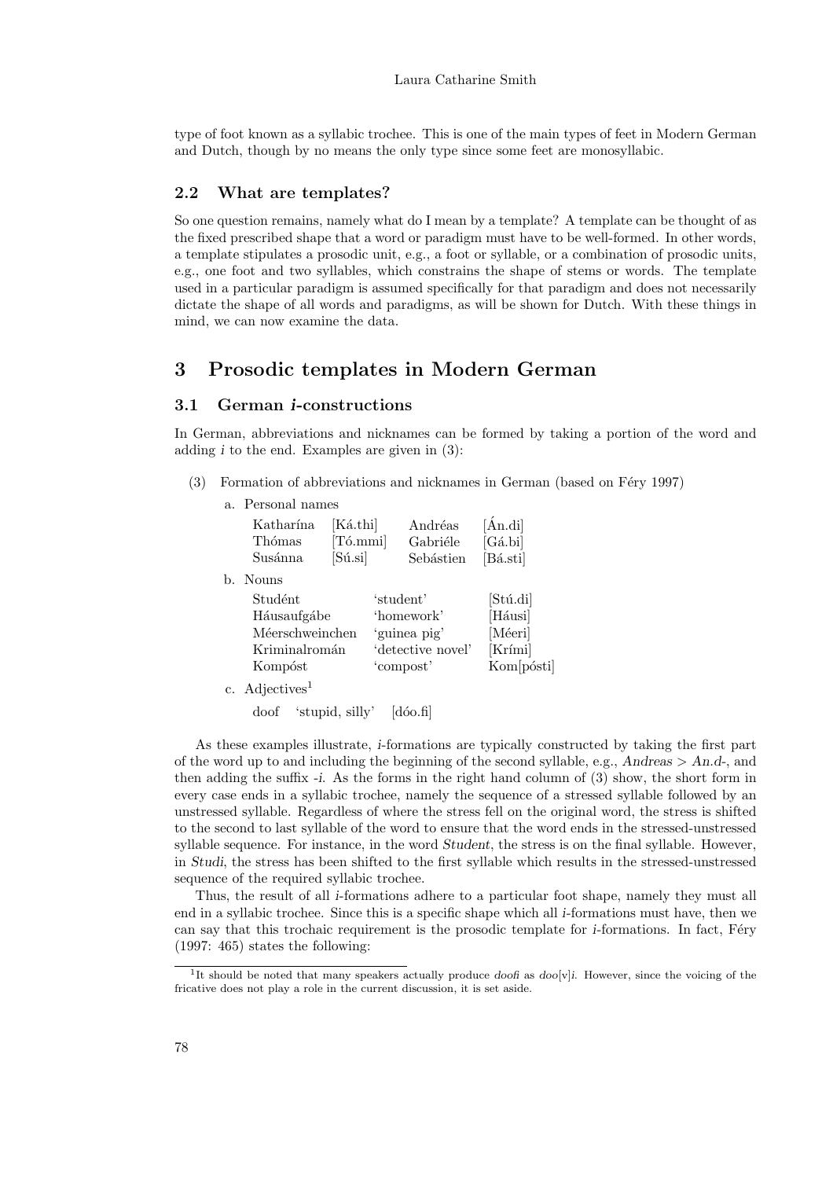type of foot known as a syllabic trochee. This is one of the main types of feet in Modern German and Dutch, though by no means the only type since some feet are monosyllabic.

### 2.2 What are templates?

So one question remains, namely what do I mean by a template? A template can be thought of as the fixed prescribed shape that a word or paradigm must have to be well-formed. In other words, a template stipulates a prosodic unit, e.g., a foot or syllable, or a combination of prosodic units, e.g., one foot and two syllables, which constrains the shape of stems or words. The template used in a particular paradigm is assumed specifically for that paradigm and does not necessarily dictate the shape of all words and paradigms, as will be shown for Dutch. With these things in mind, we can now examine the data.

## 3 Prosodic templates in Modern German

### 3.1 German *i*-constructions

In German, abbreviations and nicknames can be formed by taking a portion of the word and adding *i* to the end. Examples are given in (3):

(3) Formation of abbreviations and nicknames in German (based on Féry 1997)

a. Personal names

| | | | |
|---|---|---|---|
| Katharína | [Ká.thi] | Andréas | [Án.di] |
| Thómas | [Tó.mmi] | Gabriéle | [Gá.bi] |
| Susánna | [Sú.si] | Sebástien | [Bá.sti] |

b. Nouns

| | | |
|---|---|---|
| Studént | 'student' | [Stú.di] |
| Háusaufgábe | 'homework' | [Háusi] |
| Méerschweinchen | 'guinea pig' | [Méeri] |
| Kriminalromán | 'detective novel' | [Krími] |
| Kompóst | 'compost' | Kom[pósti] |

c. Adjectives[1]

doof 'stupid, silly' [dóo.fi]

As these examples illustrate, *i*-formations are typically constructed by taking the first part of the word up to and including the beginning of the second syllable, e.g., *Andreas* > *An.d-*, and then adding the suffix *-i*. As the forms in the right hand column of (3) show, the short form in every case ends in a syllabic trochee, namely the sequence of a stressed syllable followed by an unstressed syllable. Regardless of where the stress fell on the original word, the stress is shifted to the second to last syllable of the word to ensure that the word ends in the stressed-unstressed syllable sequence. For instance, in the word *Student*, the stress is on the final syllable. However, in *Studi*, the stress has been shifted to the first syllable which results in the stressed-unstressed sequence of the required syllabic trochee.

Thus, the result of all *i*-formations adhere to a particular foot shape, namely they must all end in a syllabic trochee. Since this is a specific shape which all *i*-formations must have, then we can say that this trochaic requirement is the prosodic template for *i*-formations. In fact, Féry (1997: 465) states the following:

[1] It should be noted that many speakers actually produce *doofi* as *doo*[v]*i*. However, since the voicing of the fricative does not play a role in the current discussion, it is set aside.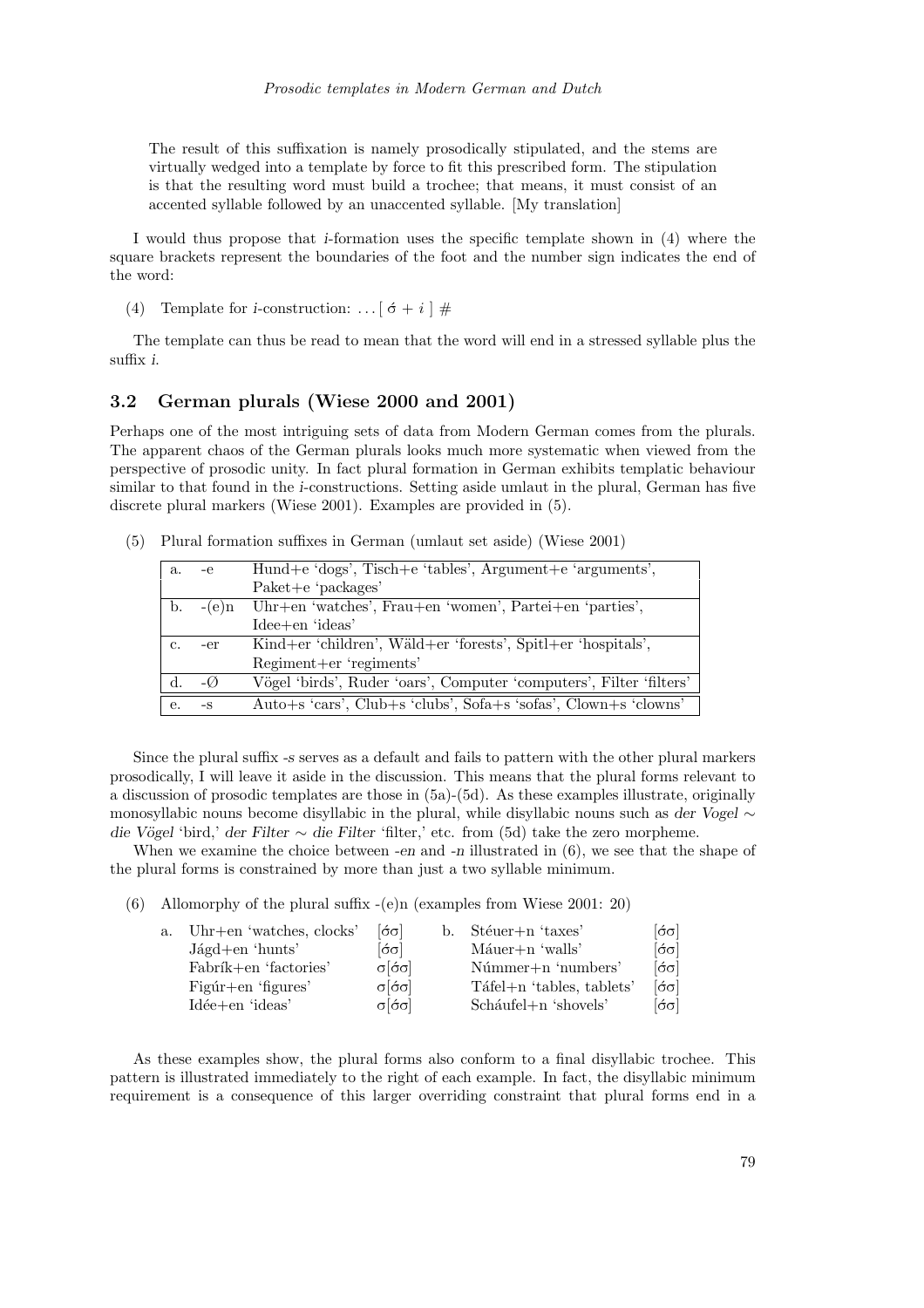The result of this suffixation is namely prosodically stipulated, and the stems are virtually wedged into a template by force to fit this prescribed form. The stipulation is that the resulting word must build a trochee; that means, it must consist of an accented syllable followed by an unaccented syllable. [My translation]

I would thus propose that *i*-formation uses the specific template shown in (4) where the square brackets represent the boundaries of the foot and the number sign indicates the end of the word:

(4) Template for *i*-construction: $\ldots [\, \acute{\sigma} + i \,]\ \#$

The template can thus be read to mean that the word will end in a stressed syllable plus the suffix *i*.

## 3.2 German plurals (Wiese 2000 and 2001)

Perhaps one of the most intriguing sets of data from Modern German comes from the plurals. The apparent chaos of the German plurals looks much more systematic when viewed from the perspective of prosodic unity. In fact plural formation in German exhibits templatic behaviour similar to that found in the *i*-constructions. Setting aside umlaut in the plural, German has five discrete plural markers (Wiese 2001). Examples are provided in (5).

(5) Plural formation suffixes in German (umlaut set aside) (Wiese 2001)

| | | |
|---|---|---|
| a. | -e | Hund+e 'dogs', Tisch+e 'tables', Argument+e 'arguments', Paket+e 'packages' |
| b. | -(e)n | Uhr+en 'watches', Frau+en 'women', Partei+en 'parties', Idee+en 'ideas' |
| c. | -er | Kind+er 'children', Wäld+er 'forests', Spitl+er 'hospitals', Regiment+er 'regiments' |
| d. | -Ø | Vögel 'birds', Ruder 'oars', Computer 'computers', Filter 'filters' |
| e. | -s | Auto+s 'cars', Club+s 'clubs', Sofa+s 'sofas', Clown+s 'clowns' |

Since the plural suffix *-s* serves as a default and fails to pattern with the other plural markers prosodically, I will leave it aside in the discussion. This means that the plural forms relevant to a discussion of prosodic templates are those in (5a)-(5d). As these examples illustrate, originally monosyllabic nouns become disyllabic in the plural, while disyllabic nouns such as *der Vogel* ~ *die Vögel* 'bird,' *der Filter* ~ *die Filter* 'filter,' etc. from (5d) take the zero morpheme.

When we examine the choice between *-en* and *-n* illustrated in (6), we see that the shape of the plural forms is constrained by more than just a two syllable minimum.

(6) Allomorphy of the plural suffix -(e)n (examples from Wiese 2001: 20)

| a. | | | b. | | |
|---|---|---|---|---|---|
| | Uhr+en 'watches, clocks' | $[\acute{\sigma}\sigma]$ | | Stéuer+n 'taxes' | $[\acute{\sigma}\sigma]$ |
| | Jágd+en 'hunts' | $[\acute{\sigma}\sigma]$ | | Máuer+n 'walls' | $[\acute{\sigma}\sigma]$ |
| | Fabrík+en 'factories' | $\sigma[\acute{\sigma}\sigma]$ | | Númmer+n 'numbers' | $[\acute{\sigma}\sigma]$ |
| | Figúr+en 'figures' | $\sigma[\acute{\sigma}\sigma]$ | | Táfel+n 'tables, tablets' | $[\acute{\sigma}\sigma]$ |
| | Idée+en 'ideas' | $\sigma[\acute{\sigma}\sigma]$ | | Schául+n 'shovels' | $[\acute{\sigma}\sigma]$ |

As these examples show, the plural forms also conform to a final disyllabic trochee. This pattern is illustrated immediately to the right of each example. In fact, the disyllabic minimum requirement is a consequence of this larger overriding constraint that plural forms end in a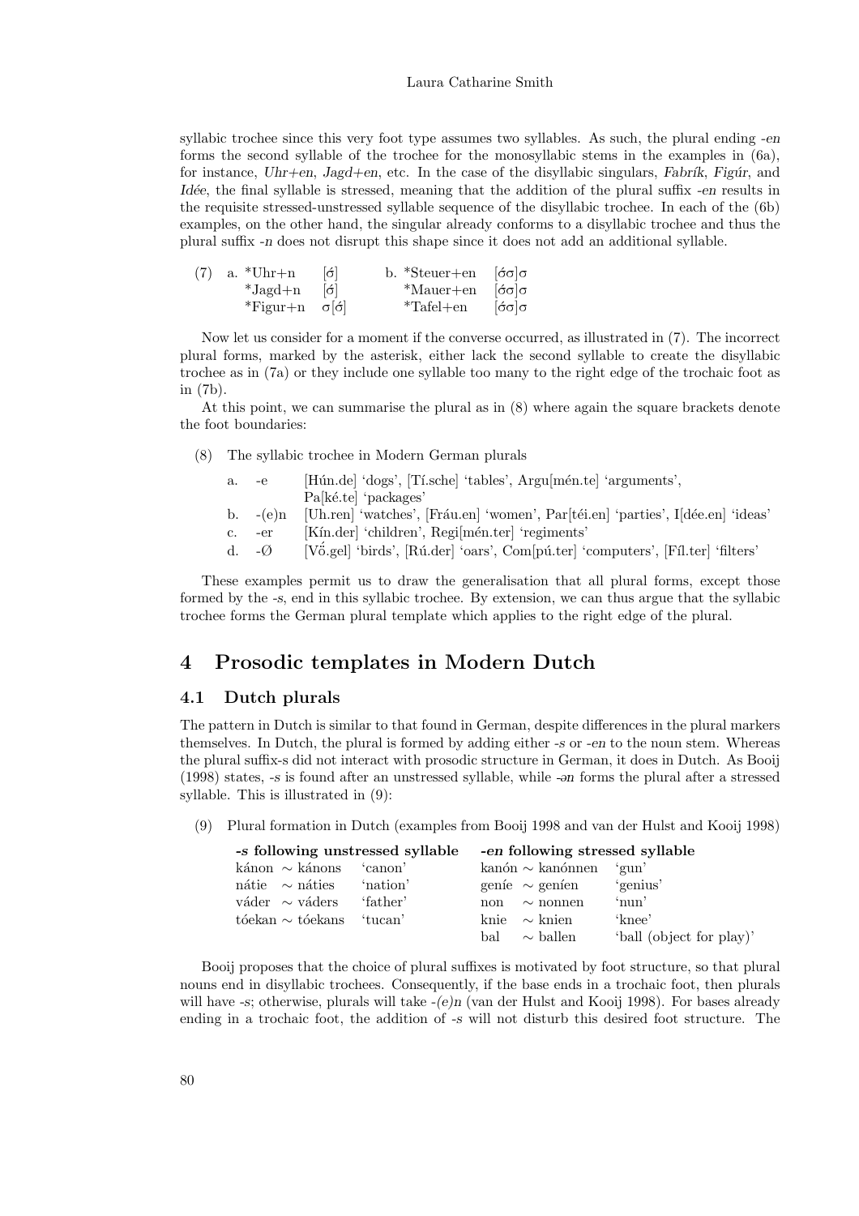syllabic trochee since this very foot type assumes two syllables. As such, the plural ending *-en* forms the second syllable of the trochee for the monosyllabic stems in the examples in (6a), for instance, *Uhr+en*, *Jagd+en*, etc. In the case of the disyllabic singulars, *Fabrík*, *Figúr*, and *Idée*, the final syllable is stressed, meaning that the addition of the plural suffix *-en* results in the requisite stressed-unstressed syllable sequence of the disyllabic trochee. In each of the (6b) examples, on the other hand, the singular already conforms to a disyllabic trochee and thus the plural suffix *-n* does not disrupt this shape since it does not add an additional syllable.

(7) a. *Uhr+n [σ́]  b. *Steuer+en [σ́σ]σ
  *Jagd+n [σ́]  *Mauer+en [σ́σ]σ
  *Figur+n σ[σ́]  *Tafel+en [σ́σ]σ

Now let us consider for a moment if the converse occurred, as illustrated in (7). The incorrect plural forms, marked by the asterisk, either lack the second syllable to create the disyllabic trochee as in (7a) or they include one syllable too many to the right edge of the trochaic foot as in (7b).

At this point, we can summarise the plural as in (8) where again the square brackets denote the foot boundaries:

(8) The syllabic trochee in Modern German plurals

a. -e [Hún.de] 'dogs', [Tí.sche] 'tables', Argu[mén.te] 'arguments', Pa[ké.te] 'packages'

b. -(e)n [Uh.ren] 'watches', [Fráu.en] 'women', Par[téi.en] 'parties', I[dée.en] 'ideas'

c. -er [Kín.der] 'children', Regi[mén.ter] 'regiments'

d. -Ø [Vő.gel] 'birds', [Rú.der] 'oars', Com[pú.ter] 'computers', [Fíl.ter] 'filters'

These examples permit us to draw the generalisation that all plural forms, except those formed by the *-s*, end in this syllabic trochee. By extension, we can thus argue that the syllabic trochee forms the German plural template which applies to the right edge of the plural.

## 4 Prosodic templates in Modern Dutch

### 4.1 Dutch plurals

The pattern in Dutch is similar to that found in German, despite differences in the plural markers themselves. In Dutch, the plural is formed by adding either *-s* or *-en* to the noun stem. Whereas the plural suffix-s did not interact with prosodic structure in German, it does in Dutch. As Booij (1998) states, *-s* is found after an unstressed syllable, while *-ən* forms the plural after a stressed syllable. This is illustrated in (9):

(9) Plural formation in Dutch (examples from Booij 1998 and van der Hulst and Kooij 1998)

| ***-s* following unstressed syllable** | | ***-en* following stressed syllable** | |
|---|---|---|---|
| kánon ∼ kánons | 'canon' | kanón ∼ kanónnen | 'gun' |
| nátie ∼ náties | 'nation' | geníe ∼ geníen | 'genius' |
| váder ∼ váders | 'father' | non ∼ nonnen | 'nun' |
| tóekan ∼ tóekans | 'tucan' | knie ∼ knien | 'knee' |
| | | bal ∼ ballen | 'ball (object for play)' |

Booij proposes that the choice of plural suffixes is motivated by foot structure, so that plural nouns end in disyllabic trochees. Consequently, if the base ends in a trochaic foot, then plurals will have *-s*; otherwise, plurals will take *-(e)n* (van der Hulst and Kooij 1998). For bases already ending in a trochaic foot, the addition of *-s* will not disturb this desired foot structure. The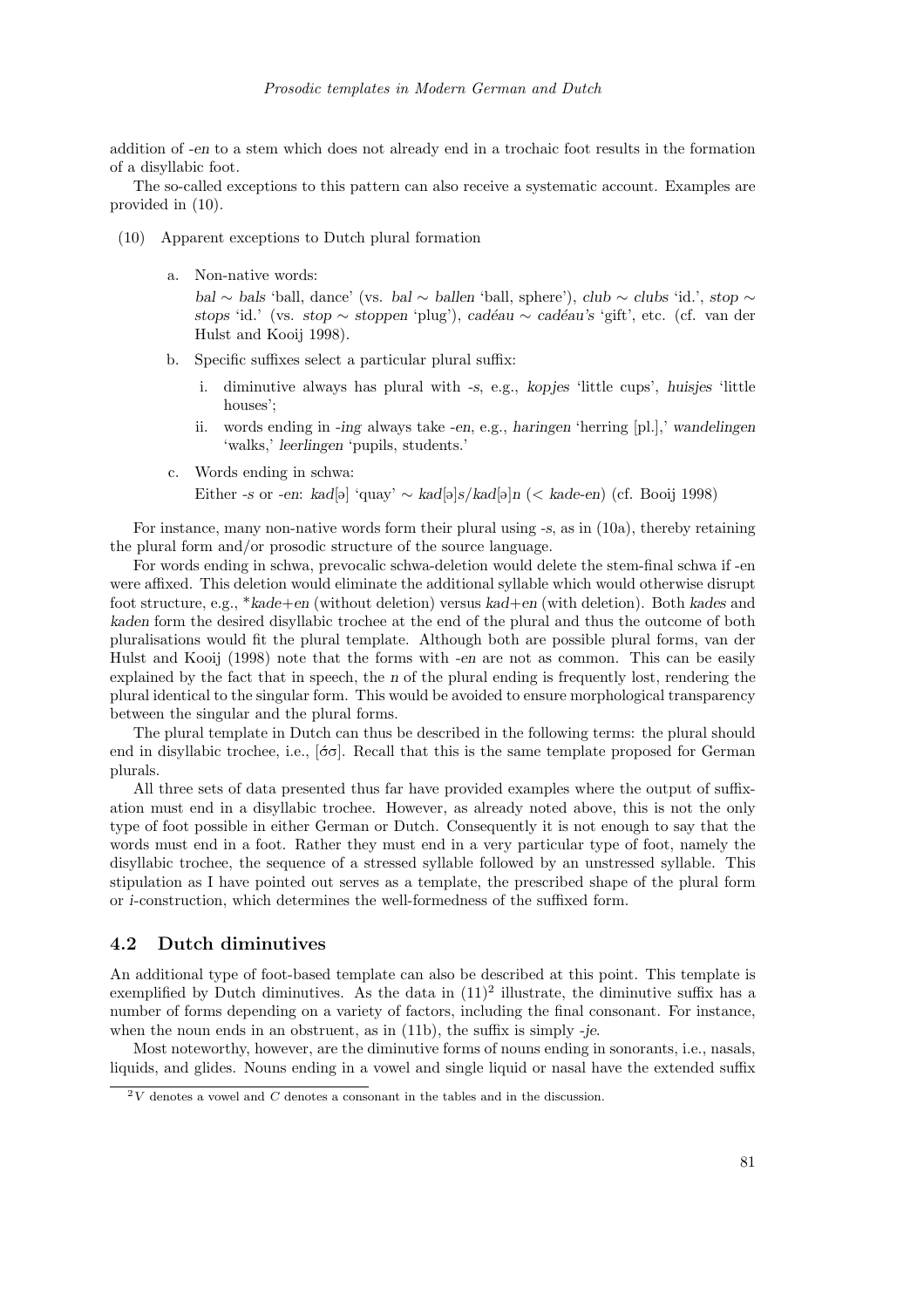addition of *-en* to a stem which does not already end in a trochaic foot results in the formation of a disyllabic foot.

The so-called exceptions to this pattern can also receive a systematic account. Examples are provided in (10).

(10) Apparent exceptions to Dutch plural formation

a. Non-native words:
*bal* ∼ *bals* 'ball, dance' (vs. *bal* ∼ *ballen* 'ball, sphere'), *club* ∼ *clubs* 'id.', *stop* ∼ *stops* 'id.' (vs. *stop* ∼ *stoppen* 'plug'), *cadéau* ∼ *cadéau's* 'gift', etc. (cf. van der Hulst and Kooij 1998).

b. Specific suffixes select a particular plural suffix:

   i. diminutive always has plural with *-s*, e.g., *kopjes* 'little cups', *huisjes* 'little houses';

   ii. words ending in *-ing* always take *-en*, e.g., *haringen* 'herring [pl.],' *wandelingen* 'walks,' *leerlingen* 'pupils, students.'

c. Words ending in schwa:
Either *-s* or *-en*: *kad*[ə] 'quay' ∼ *kad*[ə]*s*/*kad*[ə]*n* (< *kade-en*) (cf. Booij 1998)

For instance, many non-native words form their plural using *-s*, as in (10a), thereby retaining the plural form and/or prosodic structure of the source language.

For words ending in schwa, prevocalic schwa-deletion would delete the stem-final schwa if -en were affixed. This deletion would eliminate the additional syllable which would otherwise disrupt foot structure, e.g., \**kade+en* (without deletion) versus *kad+en* (with deletion). Both *kades* and *kaden* form the desired disyllabic trochee at the end of the plural and thus the outcome of both pluralisations would fit the plural template. Although both are possible plural forms, van der Hulst and Kooij (1998) note that the forms with *-en* are not as common. This can be easily explained by the fact that in speech, the *n* of the plural ending is frequently lost, rendering the plural identical to the singular form. This would be avoided to ensure morphological transparency between the singular and the plural forms.

The plural template in Dutch can thus be described in the following terms: the plural should end in disyllabic trochee, i.e., [σ́σ]. Recall that this is the same template proposed for German plurals.

All three sets of data presented thus far have provided examples where the output of suffixation must end in a disyllabic trochee. However, as already noted above, this is not the only type of foot possible in either German or Dutch. Consequently it is not enough to say that the words must end in a foot. Rather they must end in a very particular type of foot, namely the disyllabic trochee, the sequence of a stressed syllable followed by an unstressed syllable. This stipulation as I have pointed out serves as a template, the prescribed shape of the plural form or *i*-construction, which determines the well-formedness of the suffixed form.

## 4.2 Dutch diminutives

An additional type of foot-based template can also be described at this point. This template is exemplified by Dutch diminutives. As the data in (11)[2] illustrate, the diminutive suffix has a number of forms depending on a variety of factors, including the final consonant. For instance, when the noun ends in an obstruent, as in (11b), the suffix is simply *-je*.

Most noteworthy, however, are the diminutive forms of nouns ending in sonorants, i.e., nasals, liquids, and glides. Nouns ending in a vowel and single liquid or nasal have the extended suffix

[2] *V* denotes a vowel and *C* denotes a consonant in the tables and in the discussion.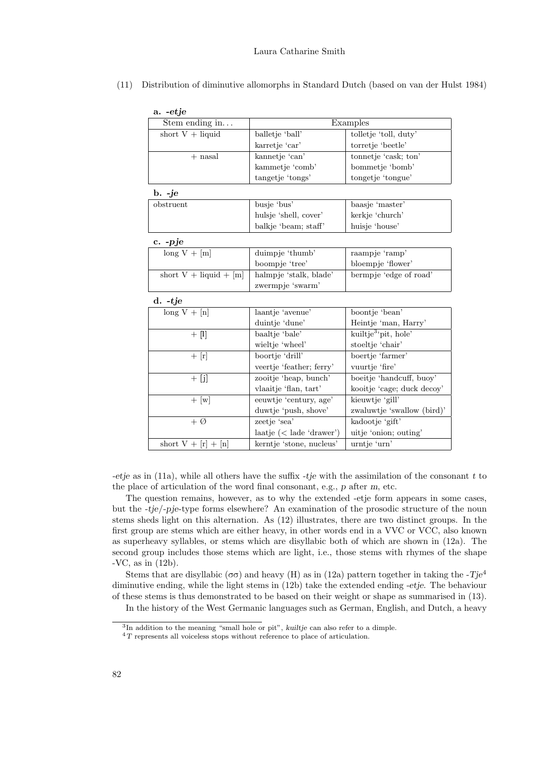(11) Distribution of diminutive allomorphs in Standard Dutch (based on van der Hulst 1984)

**a. *-etje***

| Stem ending in... | Examples | |
|---|---|---|
| short V + liquid | balletje 'ball' | tolletje 'toll, duty' |
| | karretje 'car' | torretje 'beetle' |
| + nasal | kannetje 'can' | tonnetje 'cask; ton' |
| | kammetje 'comb' | bommetje 'bomb' |
| | tangetje 'tongs' | tongetje 'tongue' |

**b. *-je***

| | | |
|---|---|---|
| obstruent | busje 'bus' | baasje 'master' |
| | hulsje 'shell, cover' | kerkje 'church' |
| | balkje 'beam; staff' | huisje 'house' |

**c. *-pje***

| | | |
|---|---|---|
| long V + [m] | duimpje 'thumb' | raampje 'ramp' |
| | boompje 'tree' | bloempje 'flower' |
| short V + liquid + [m] | halmpje 'stalk, blade' | bermpje 'edge of road' |
| | zwermpje 'swarm' | |

**d. *-tje***

| | | |
|---|---|---|
| long V + [n] | laantje 'avenue' | boontje 'bean' |
| | duintje 'dune' | Heintje 'man, Harry' |
| + [l] | baaltje 'bale' | kuiltje[3] 'pit, hole' |
| | wieltje 'wheel' | stoeltje 'chair' |
| + [r] | boortje 'drill' | boertje 'farmer' |
| | veertje 'feather; ferry' | vuurtje 'fire' |
| + [j] | zooitje 'heap, bunch' | boeitje 'handcuff, buoy' |
| | vlaaitje 'flan, tart' | kooitje 'cage; duck decoy' |
| + [w] | eeuwtje 'century, age' | kieuwtje 'gill' |
| | duwtje 'push, shove' | zwaluwtje 'swallow (bird)' |
| + Ø | zeetje 'sea' | kadootje 'gift' |
| | laatje (< lade 'drawer') | uitje 'onion; outing' |
| short V + [r] + [n] | kerntje 'stone, nucleus' | urntje 'urn' |

*-etje* as in (11a), while all others have the suffix *-tje* with the assimilation of the consonant *t* to the place of articulation of the word final consonant, e.g., *p* after *m*, etc.

The question remains, however, as to why the extended -etje form appears in some cases, but the *-tje*/*-pje*-type forms elsewhere? An examination of the prosodic structure of the noun stems sheds light on this alternation. As (12) illustrates, there are two distinct groups. In the first group are stems which are either heavy, in other words end in a VVC or VCC, also known as superheavy syllables, or stems which are disyllabic both of which are shown in (12a). The second group includes those stems which are light, i.e., those stems with rhymes of the shape -VC, as in (12b).

Stems that are disyllabic ($\sigma\sigma$) and heavy (H) as in (12a) pattern together in taking the *-Tje*[4] diminutive ending, while the light stems in (12b) take the extended ending *-etje*. The behaviour of these stems is thus demonstrated to be based on their weight or shape as summarised in (13).

In the history of the West Germanic languages such as German, English, and Dutch, a heavy

[3] In addition to the meaning "small hole or pit", *kuiltje* can also refer to a dimple.

[4] *T* represents all voiceless stops without reference to place of articulation.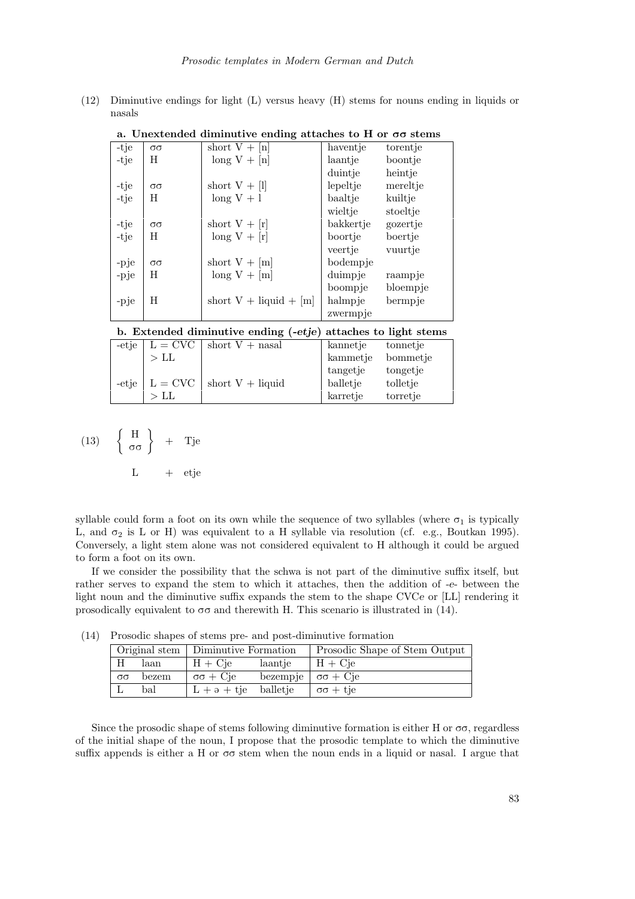(12) Diminutive endings for light (L) versus heavy (H) stems for nouns ending in liquids or nasals

**a. Unextended diminutive ending attaches to H or σσ stems**

| | | | | |
|---|---|---|---|---|
| -tje | σσ | short V + [n] | haventje | torentje |
| -tje | H | long V + [n] | laantje | boontje |
| | | | duintje | heintje |
| -tje | σσ | short V + [l] | lepeltje | mereltje |
| -tje | H | long V + l | baaltje | kuiltje |
| | | | wieltje | stoeltje |
| -tje | σσ | short V + [r] | bakkertje | gozertje |
| -tje | H | long V + [r] | boortje | boertje |
| | | | veertje | vuurtje |
| -pje | σσ | short V + [m] | bodempje | |
| -pje | H | long V + [m] | duimpje | raampje |
| | | | boompje | bloempje |
| -pje | H | short V + liquid + [m] | halmpje | bermpje |
| | | | zwermpje | |

**b. Extended diminutive ending (*-etje*) attaches to light stems**

| | | | | |
|---|---|---|---|---|
| -etje | L = CVC | short V + nasal | kannetje | tonnetje |
| | > LL | | kammetje | bommetje |
| | | | tangetje | tongetje |
| -etje | L = CVC | short V + liquid | balletje | tolletje |
| | > LL | | karretje | torretje |

(13) $\left\{ \begin{array}{c} \text{H} \\ \sigma\sigma \end{array} \right\}$ + Tje

L + etje

syllable could form a foot on its own while the sequence of two syllables (where $\sigma_1$ is typically L, and $\sigma_2$ is L or H) was equivalent to a H syllable via resolution (cf. e.g., Boutkan 1995). Conversely, a light stem alone was not considered equivalent to H although it could be argued to form a foot on its own.

If we consider the possibility that the schwa is not part of the diminutive suffix itself, but rather serves to expand the stem to which it attaches, then the addition of *-e-* between the light noun and the diminutive suffix expands the stem to the shape CVC*e* or [LL] rendering it prosodically equivalent to σσ and therewith H. This scenario is illustrated in (14).

(14) Prosodic shapes of stems pre- and post-diminutive formation

| Original stem | | Diminutive Formation | | Prosodic Shape of Stem Output |
|---|---|---|---|---|
| H | laan | H + Cje | laantje | H + Cje |
| σσ | bezem | σσ + Cje | bezempje | σσ + Cje |
| L | bal | L + ə + tje | balletje | σσ + tje |

Since the prosodic shape of stems following diminutive formation is either H or σσ, regardless of the initial shape of the noun, I propose that the prosodic template to which the diminutive suffix appends is either a H or σσ stem when the noun ends in a liquid or nasal. I argue that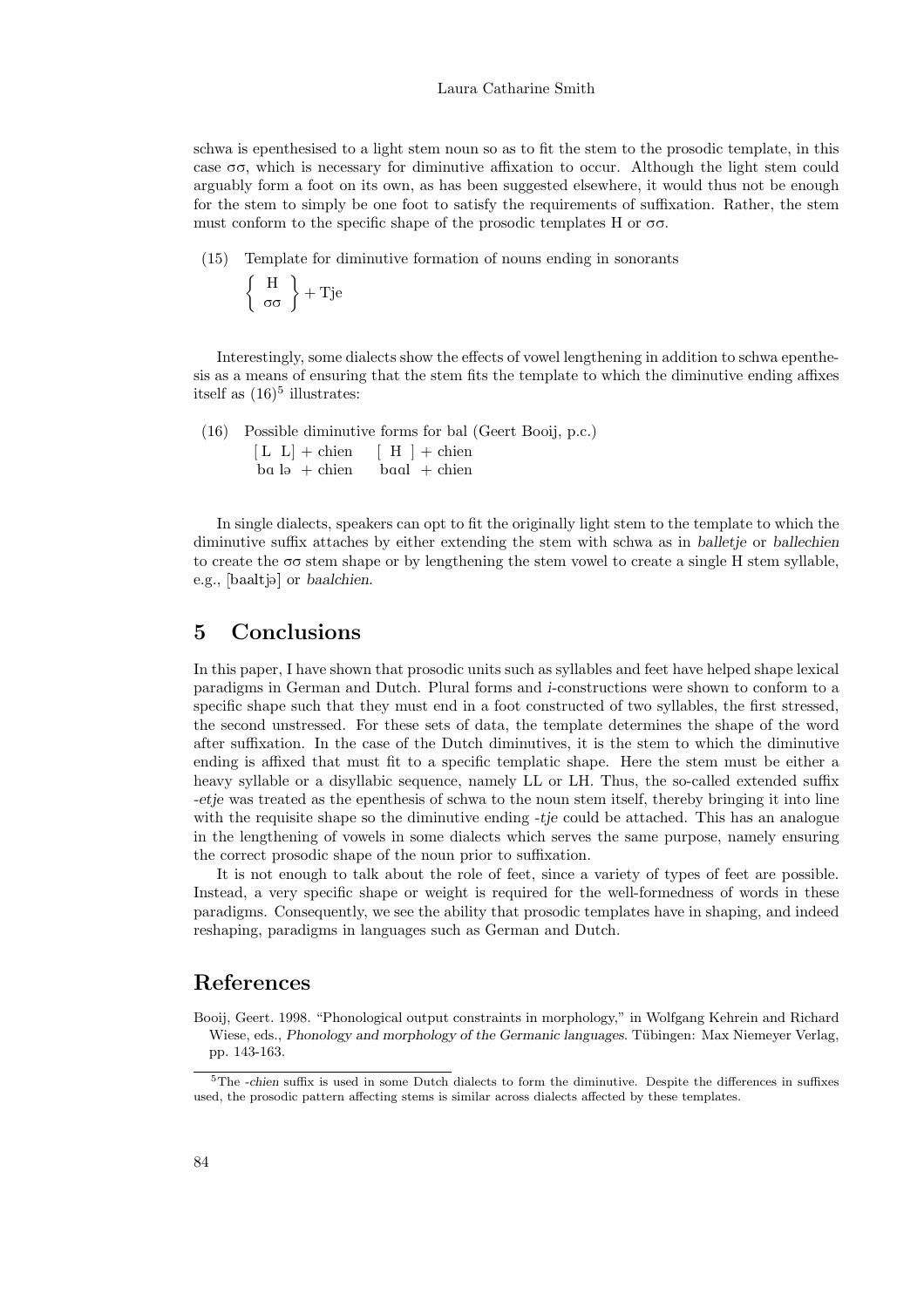schwa is epenthesised to a light stem noun so as to fit the stem to the prosodic template, in this case σσ, which is necessary for diminutive affixation to occur. Although the light stem could arguably form a foot on its own, as has been suggested elsewhere, it would thus not be enough for the stem to simply be one foot to satisfy the requirements of suffixation. Rather, the stem must conform to the specific shape of the prosodic templates H or σσ.

(15) Template for diminutive formation of nouns ending in sonorants

$$\left\{ \begin{array}{c} \text{H} \\ \sigma\sigma \end{array} \right\} + \text{Tje}$$

Interestingly, some dialects show the effects of vowel lengthening in addition to schwa epenthesis as a means of ensuring that the stem fits the template to which the diminutive ending affixes itself as (16)[5] illustrates:

(16) Possible diminutive forms for bal (Geert Booij, p.c.)

| [ L L ] + chien | [ H ] + chien |
|---|---|
| bɑ lə + chien | bɑɑl + chien |

In single dialects, speakers can opt to fit the originally light stem to the template to which the diminutive suffix attaches by either extending the stem with schwa as in *balletje* or *ballechien* to create the σσ stem shape or by lengthening the stem vowel to create a single H stem syllable, e.g., [baaltjə] or *baalchien*.

## 5 Conclusions

In this paper, I have shown that prosodic units such as syllables and feet have helped shape lexical paradigms in German and Dutch. Plural forms and *i*-constructions were shown to conform to a specific shape such that they must end in a foot constructed of two syllables, the first stressed, the second unstressed. For these sets of data, the template determines the shape of the word after suffixation. In the case of the Dutch diminutives, it is the stem to which the diminutive ending is affixed that must fit to a specific templatic shape. Here the stem must be either a heavy syllable or a disyllabic sequence, namely LL or LH. Thus, the so-called extended suffix *-etje* was treated as the epenthesis of schwa to the noun stem itself, thereby bringing it into line with the requisite shape so the diminutive ending *-tje* could be attached. This has an analogue in the lengthening of vowels in some dialects which serves the same purpose, namely ensuring the correct prosodic shape of the noun prior to suffixation.

It is not enough to talk about the role of feet, since a variety of types of feet are possible. Instead, a very specific shape or weight is required for the well-formedness of words in these paradigms. Consequently, we see the ability that prosodic templates have in shaping, and indeed reshaping, paradigms in languages such as German and Dutch.

## References

Booij, Geert. 1998. "Phonological output constraints in morphology," in Wolfgang Kehrein and Richard Wiese, eds., *Phonology and morphology of the Germanic languages*. Tübingen: Max Niemeyer Verlag, pp. 143-163.

[5] The *-chien* suffix is used in some Dutch dialects to form the diminutive. Despite the differences in suffixes used, the prosodic pattern affecting stems is similar across dialects affected by these templates.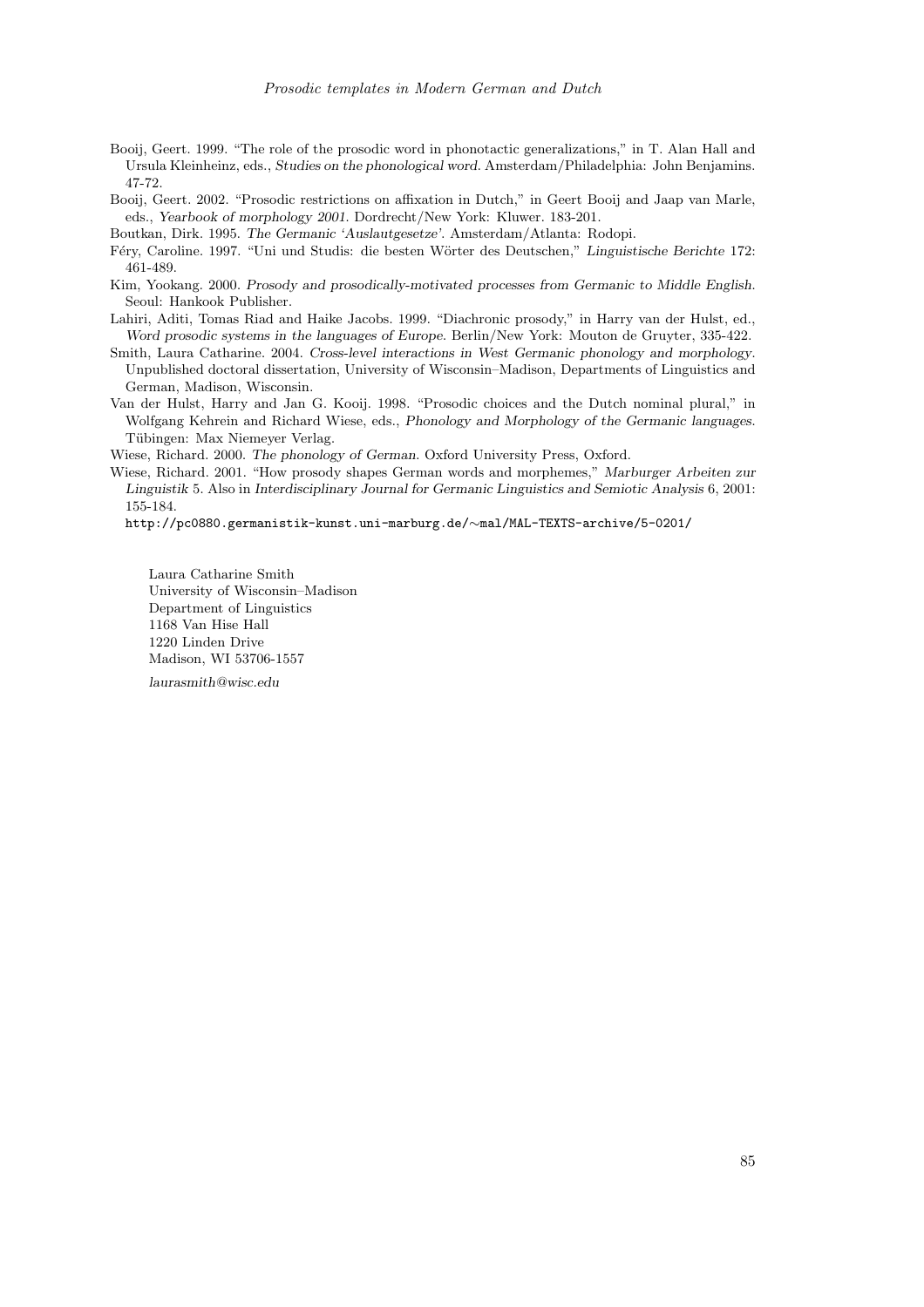Booij, Geert. 1999. "The role of the prosodic word in phonotactic generalizations," in T. Alan Hall and Ursula Kleinheinz, eds., *Studies on the phonological word*. Amsterdam/Philadelphia: John Benjamins. 47-72.

Booij, Geert. 2002. "Prosodic restrictions on affixation in Dutch," in Geert Booij and Jaap van Marle, eds., *Yearbook of morphology 2001*. Dordrecht/New York: Kluwer. 183-201.

Boutkan, Dirk. 1995. *The Germanic 'Auslautgesetze'*. Amsterdam/Atlanta: Rodopi.

Féry, Caroline. 1997. "Uni und Studis: die besten Wörter des Deutschen," *Linguistische Berichte* 172: 461-489.

Kim, Yookang. 2000. *Prosody and prosodically-motivated processes from Germanic to Middle English*. Seoul: Hankook Publisher.

Lahiri, Aditi, Tomas Riad and Haike Jacobs. 1999. "Diachronic prosody," in Harry van der Hulst, ed., *Word prosodic systems in the languages of Europe*. Berlin/New York: Mouton de Gruyter, 335-422.

Smith, Laura Catharine. 2004. *Cross-level interactions in West Germanic phonology and morphology*. Unpublished doctoral dissertation, University of Wisconsin–Madison, Departments of Linguistics and German, Madison, Wisconsin.

Van der Hulst, Harry and Jan G. Kooij. 1998. "Prosodic choices and the Dutch nominal plural," in Wolfgang Kehrein and Richard Wiese, eds., *Phonology and Morphology of the Germanic languages*. Tübingen: Max Niemeyer Verlag.

Wiese, Richard. 2000. *The phonology of German*. Oxford University Press, Oxford.

Wiese, Richard. 2001. "How prosody shapes German words and morphemes," *Marburger Arbeiten zur Linguistik* 5. Also in *Interdisciplinary Journal for Germanic Linguistics and Semiotic Analysis* 6, 2001: 155-184.
`http://pc0880.germanistik-kunst.uni-marburg.de/~mal/MAL-TEXTS-archive/5-0201/`

Laura Catharine Smith
University of Wisconsin–Madison
Department of Linguistics
1168 Van Hise Hall
1220 Linden Drive
Madison, WI 53706-1557

*laurasmith@wisc.edu*